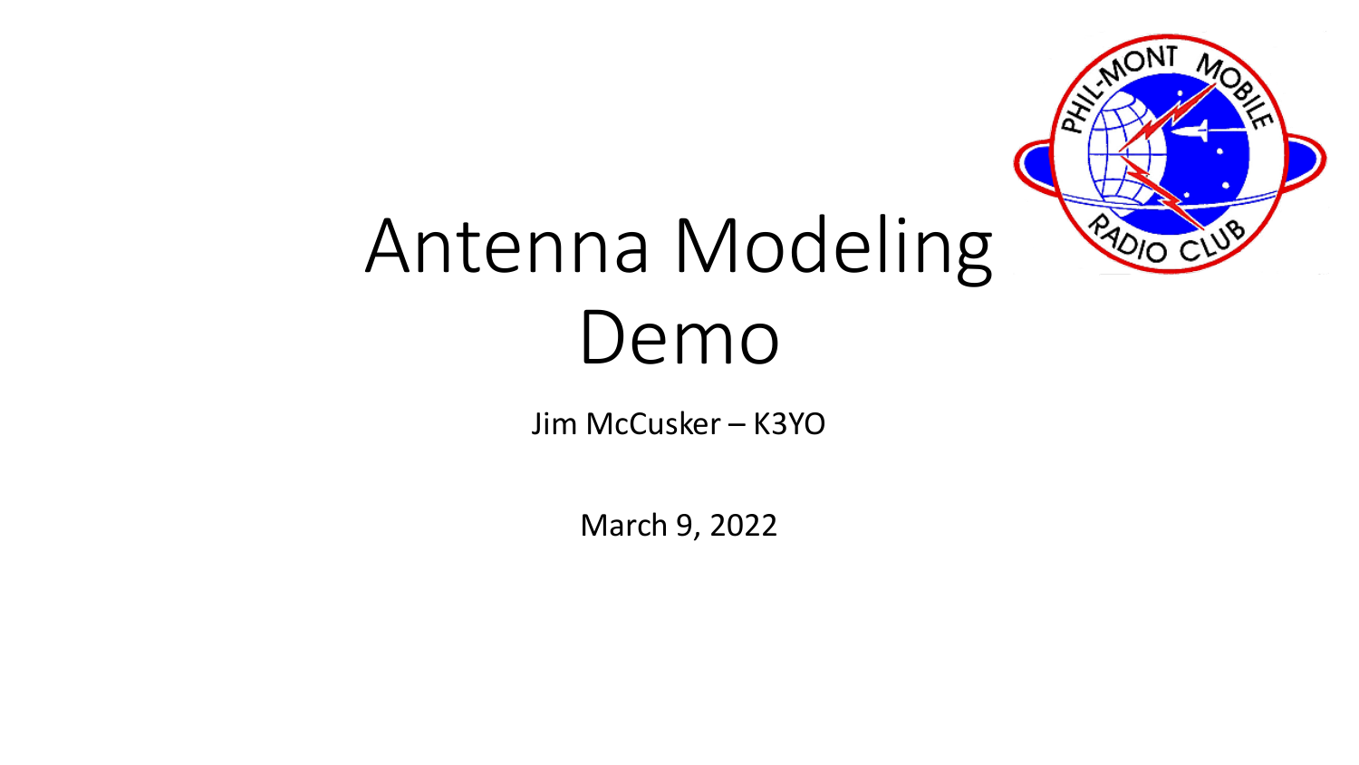# Antenna Modeling Demo

Jim McCusker – K3YO

March 9, 2022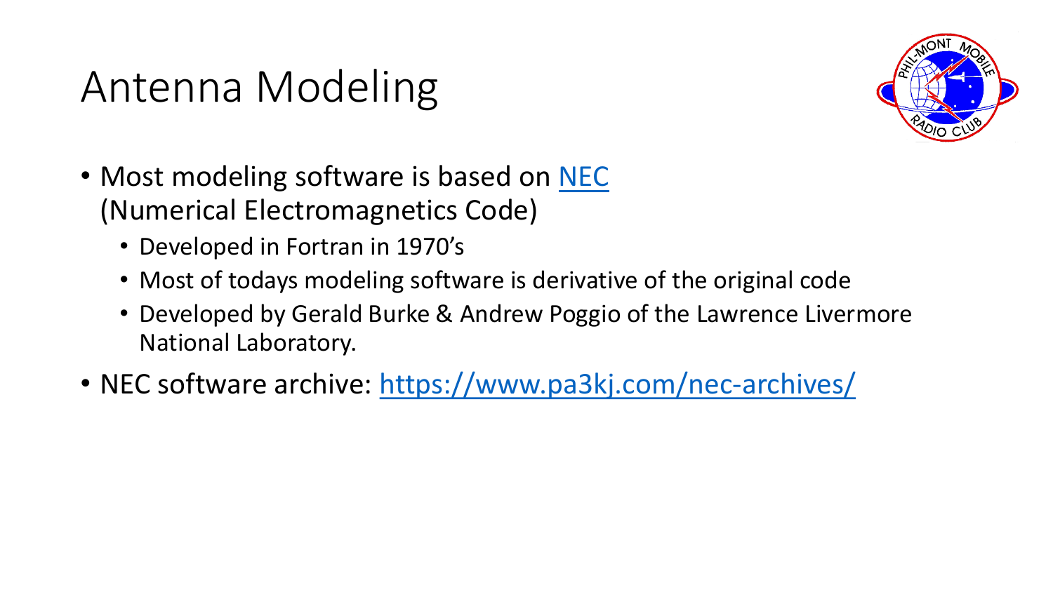# Antenna Modeling

- Most modeling software is based on [NEC](NEC)
  (Numerical Electromagnetics Code)
  - Developed in Fortran in 1970's
  - Most of todays modeling software is derivative of the original code
  - Developed by Gerald Burke & Andrew Poggio of the Lawrence Livermore National Laboratory.
- NEC software archive: https://www.pa3kj.com/nec-archives/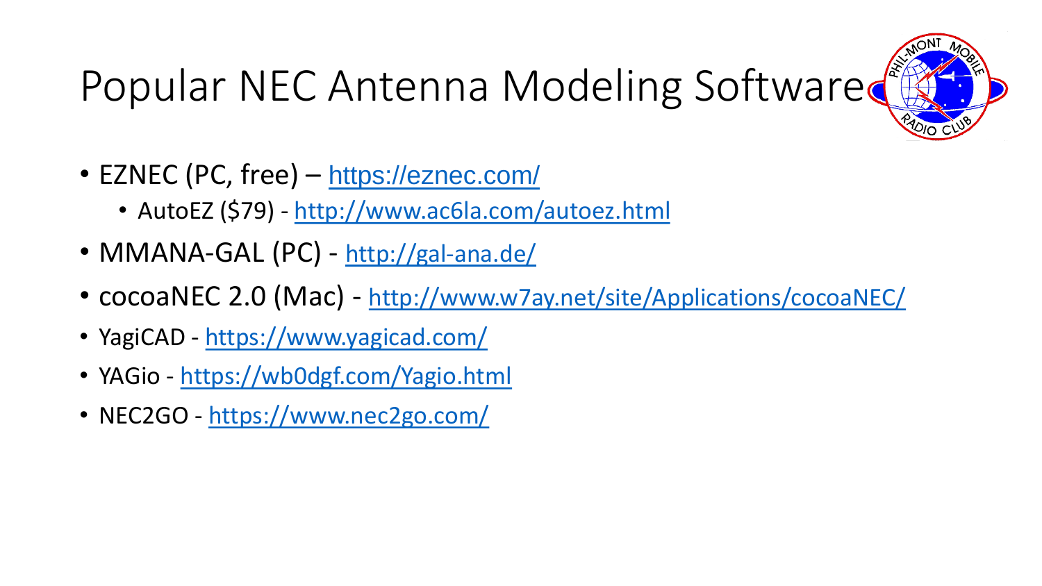# Popular NEC Antenna Modeling Software

- EZNEC (PC, free) – https://eznec.com/
  - AutoEZ ($79) - http://www.ac6la.com/autoez.html
- MMANA-GAL (PC) - http://gal-ana.de/
- cocoaNEC 2.0 (Mac) - http://www.w7ay.net/site/Applications/cocoaNEC/
- YagiCAD - https://www.yagicad.com/
- YAGio - https://wb0dgf.com/Yagio.html
- NEC2GO - https://www.nec2go.com/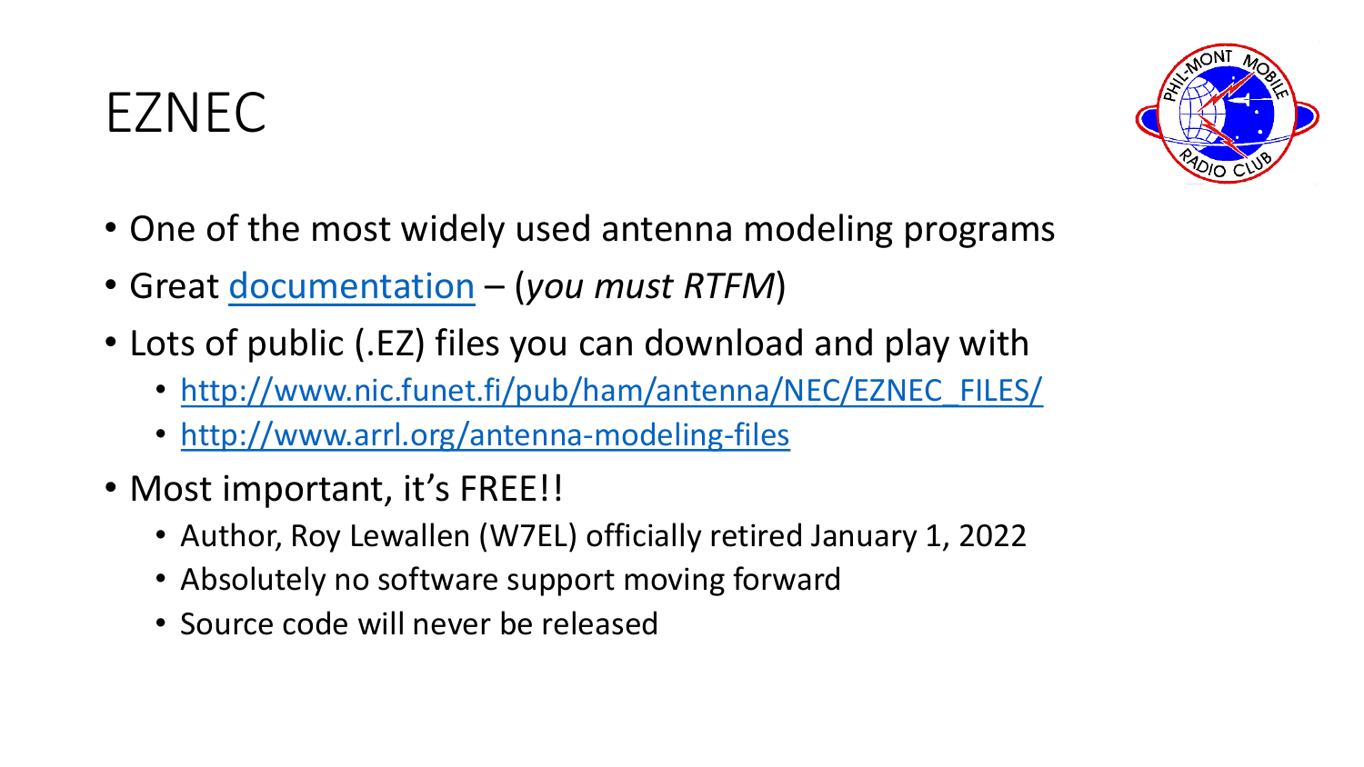# EZNEC

- One of the most widely used antenna modeling programs
- Great documentation – (*you must RTFM*)
- Lots of public (.EZ) files you can download and play with
  - http://www.nic.funet.fi/pub/ham/antenna/NEC/EZNEC_FILES/
  - http://www.arrl.org/antenna-modeling-files
- Most important, it's FREE!!
  - Author, Roy Lewallen (W7EL) officially retired January 1, 2022
  - Absolutely no software support moving forward
  - Source code will never be released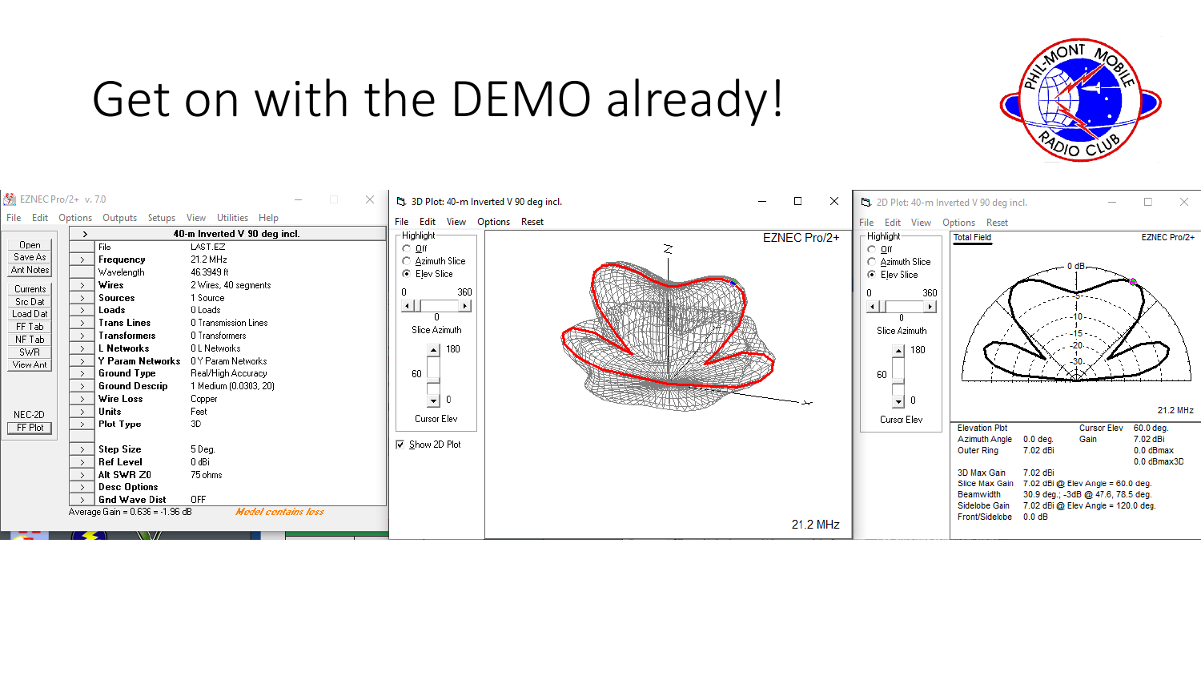# Get on with the DEMO already!

| EZNEC Pro/2+ v. 7.0 | |
|---|---|
| **40-m Inverted V 90 deg incl.** | |
| File | LAST.EZ |
| Frequency | 21.2 MHz |
| Wavelength | 46.3949 ft |
| Wires | 2 Wires, 40 segments |
| Sources | 1 Source |
| Loads | 0 Loads |
| Trans Lines | 0 Transmission Lines |
| Transformers | 0 Transformers |
| L Networks | 0 L Networks |
| Y Param Networks | 0 Y Param Networks |
| Ground Type | Real/High Accuracy |
| Ground Descrip | 1 Medium (0.0303, 20) |
| Wire Loss | Copper |
| Units | Feet |
| Plot Type | 3D |
| Step Size | 5 Deg. |
| Ref Level | 0 dBi |
| Alt SWR Z0 | 75 ohms |
| Desc Options | |
| Gnd Wave Dist | OFF |

Average Gain = 0.636 = -1.96 dB — *Model contains loss*

3D Plot: 40-m Inverted V 90 deg incl. — 21.2 MHz

2D Plot: 40-m Inverted V 90 deg incl. — Total Field — 21.2 MHz

| | | | |
|---|---|---|---|
| Elevation Plot | | Cursor Elev | 60.0 deg. |
| Azimuth Angle | 0.0 deg. | Gain | 7.02 dBi |
| Outer Ring | 7.02 dBi | | 0.0 dBmax |
| | | | 0.0 dBmax3D |
| 3D Max Gain | 7.02 dBi | | |
| Slice Max Gain | 7.02 dBi @ Elev Angle = 60.0 deg. | | |
| Beamwidth | 30.9 deg.; -3dB @ 47.6, 78.5 deg. | | |
| Sidelobe Gain | 7.02 dBi @ Elev Angle = 120.0 deg. | | |
| Front/Sidelobe | 0.0 dB | | |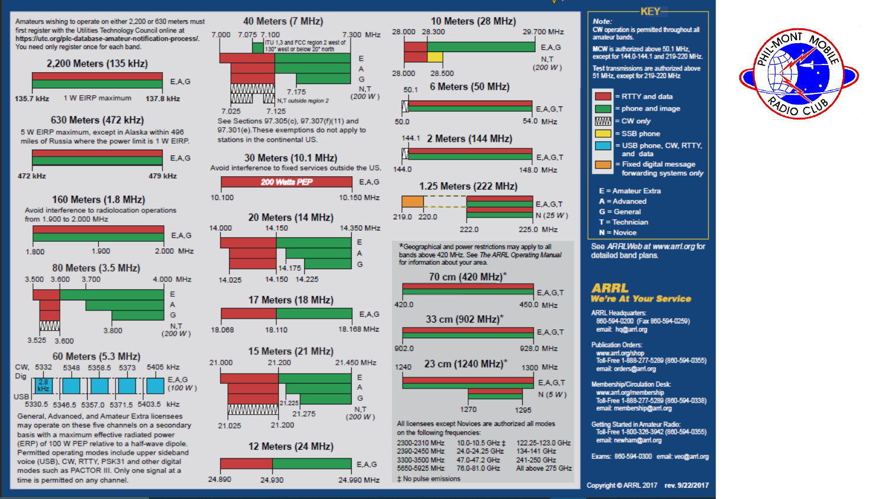Amateurs wishing to operate on either 2,200 or 630 meters must first register with the Utilities Technology Council online at **https://utc.org/plc-database-amateur-notification-process/**. You need only register once for each band.

## 2,200 Meters (135 kHz)

135.7 kHz — 137.8 kHz: E,A,G — 1 W EIRP maximum

## 630 Meters (472 kHz)

5 W EIRP maximum, except in Alaska within 496 miles of Russia where the power limit is 1 W EIRP.

472 kHz — 479 kHz: E,A,G

## 160 Meters (1.8 MHz)

Avoid interference to radiolocation operations from 1.900 to 2.000 MHz

1.800 — 1.900 — 2.000 MHz: E,A,G

## 80 Meters (3.5 MHz)

3.500, 3.600, 3.700, 4.000 MHz: E, A, G

3.800

N,T (200 W): 3.525 — 3.600

## 60 Meters (5.3 MHz)

CW, Dig: 5332, 5348, 5358.5, 5373, 5405 kHz

USB: 5330.5, 5346.5, 5357.0, 5371.5, 5403.5 kHz

2.8 kHz — E,A,G (100 W)

General, Advanced, and Amateur Extra licensees may operate on these five channels on a secondary basis with a maximum effective radiated power (ERP) of 100 W PEP relative to a half-wave dipole. Permitted operating modes include upper sideband voice (USB), CW, RTTY, PSK31 and other digital modes such as PACTOR III. Only one signal at a time is permitted on any channel.

## 40 Meters (7 MHz)

7.000, 7.075, 7.100, 7.300 MHz: E, A, G

ITU 1,3 and FCC region 2 west of 130° west or below 20° north

7.175

N,T (200 W): 7.025 — 7.125

N,T outside region 2

See Sections 97.305(c), 97.307(f)(11) and 97.301(e). These exemptions do not apply to stations in the continental US.

## 30 Meters (10.1 MHz)

Avoid interference to fixed services outside the US.

10.100 — 10.150 MHz: E,A,G — *200 Watts PEP*

## 20 Meters (14 MHz)

14.000, 14.150, 14.350 MHz: E, A, G

14.175

14.025, 14.150, 14.225

## 17 Meters (18 MHz)

18.068 — 18.110 — 18.168 MHz: E,A,G

## 15 Meters (21 MHz)

21.000, 21.200, 21.450 MHz: E, A, G

21.225

N,T (200 W): 21.025 — 21.200; 21.275

## 12 Meters (24 MHz)

24.890 — 24.930 — 24.990 MHz: E,A,G

## 10 Meters (28 MHz)

28.000, 28.300, 29.700 MHz: E,A,G

N,T (200 W): 28.000 — 28.500

## 6 Meters (50 MHz)

50.0, 50.1, 54.0 MHz: E,A,G,T

## 2 Meters (144 MHz)

144.0, 144.1, 148.0 MHz: E,A,G,T

## 1.25 Meters (222 MHz)

219.0, 220.0; 222.0, 225.0 MHz: E,A,G,T

N (25 W)

*Geographical and power restrictions may apply to all bands above 420 MHz. See *The ARRL Operating Manual* for information about your area.

## 70 cm (420 MHz)*

420.0 — 450.0 MHz: E,A,G,T

## 33 cm (902 MHz)*

902.0 — 928.0 MHz: E,A,G,T

## 23 cm (1240 MHz)*

1240 — 1300 MHz: E,A,G,T

N (5 W): 1270 — 1295

All licensees except Novices are authorized all modes on the following frequencies:

| | | |
|---|---|---|
| 2300-2310 MHz | 10.0-10.5 GHz ‡ | 122.25-123.0 GHz |
| 2390-2450 MHz | 24.0-24.25 GHz | 134-141 GHz |
| 3300-3500 MHz | 47.0-47.2 GHz | 241-250 GHz |
| 5650-5925 MHz | 76.0-81.0 GHz | All above 275 GHz |

‡ No pulse emissions

## KEY

*Note:*
CW operation is permitted throughout all amateur bands.

MCW is authorized above 50.1 MHz, except for 144.0-144.1 and 219-220 MHz.

Test transmissions are authorized above 51 MHz, except for 219-220 MHz

- = RTTY and data
- = phone and image
- = CW *only*
- = SSB phone
- = USB phone, CW, RTTY, and data
- = Fixed digital message forwarding systems *only*

- **E** = Amateur Extra
- **A** = Advanced
- **G** = General
- **T** = Technician
- **N** = Novice

See *ARRLWeb* at *www.arrl.org* for detailed band plans.

**ARRL**
***We're At Your Service***

ARRL Headquarters:
860-594-0200 (Fax 860-594-0259)
email: hq@arrl.org

Publication Orders:
www.arrl.org/shop
Toll-Free 1-888-277-5289 (860-594-0355)
email: orders@arrl.org

Membership/Circulation Desk:
www.arrl.org/membership
Toll-Free 1-888-277-5289 (860-594-0338)
email: membership@arrl.org

Getting Started in Amateur Radio:
Toll-Free 1-800-326-3942 (860-594-0355)
email: newham@arrl.org

Exams: 860-594-0300 email: vec@arrl.org

Copyright © ARRL 2017 rev. 9/22/2017

PHIL-MONT MOBILE RADIO CLUB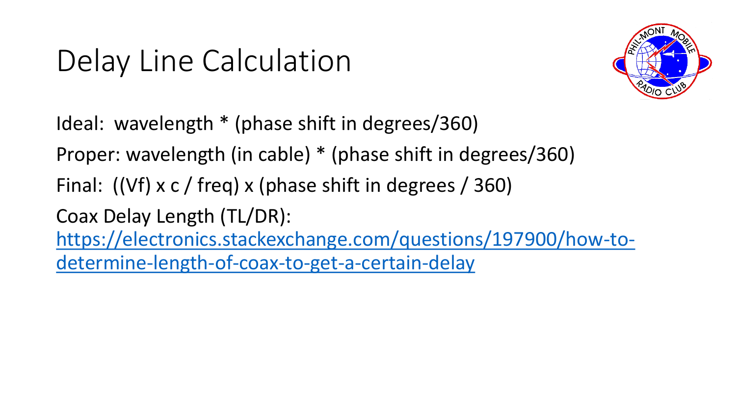# Delay Line Calculation

Ideal: wavelength * (phase shift in degrees/360)

Proper: wavelength (in cable) * (phase shift in degrees/360)

Final: ((Vf) x c / freq) x (phase shift in degrees / 360)

Coax Delay Length (TL/DR):
[https://electronics.stackexchange.com/questions/197900/how-to-determine-length-of-coax-to-get-a-certain-delay](https://electronics.stackexchange.com/questions/197900/how-to-determine-length-of-coax-to-get-a-certain-delay)